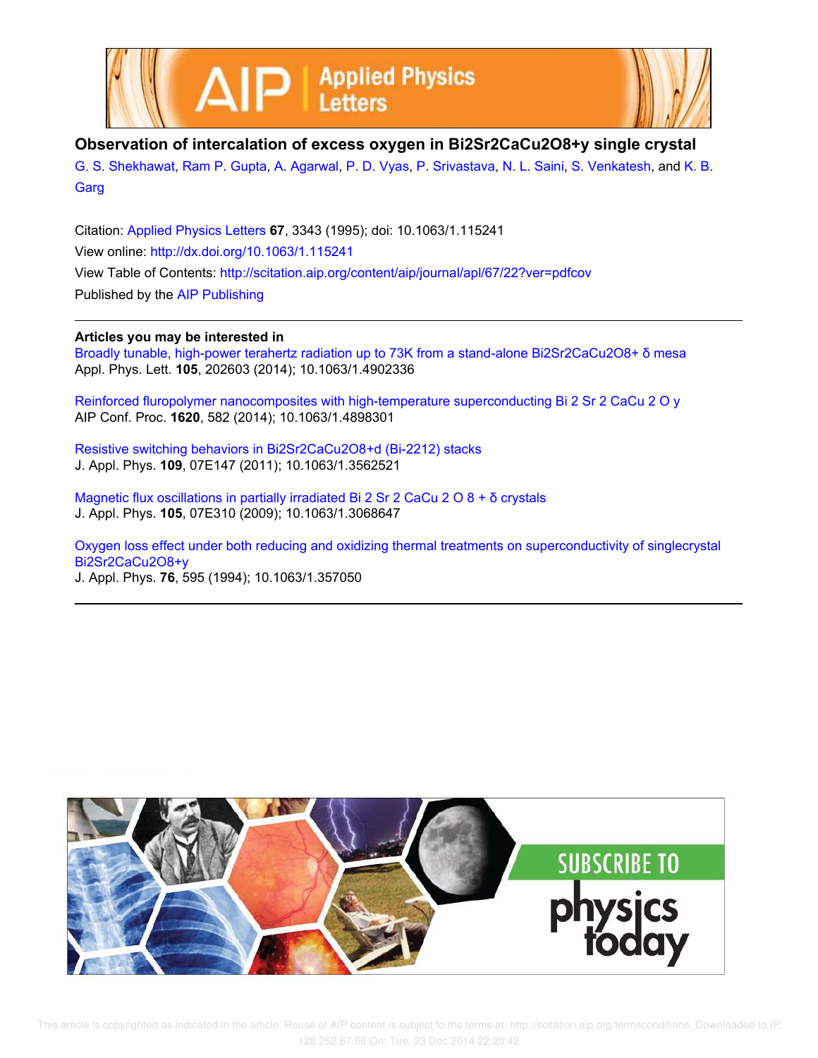# Observation of intercalation of excess oxygen in Bi2Sr2CaCu2O8+y single crystal

G. S. Shekhawat, Ram P. Gupta, A. Agarwal, P. D. Vyas, P. Srivastava, N. L. Saini, S. Venkatesh, and K. B. Garg

Citation: Applied Physics Letters **67**, 3343 (1995); doi: 10.1063/1.115241

View online: http://dx.doi.org/10.1063/1.115241

View Table of Contents: http://scitation.aip.org/content/aip/journal/apl/67/22?ver=pdfcov

Published by the AIP Publishing

**Articles you may be interested in**

Broadly tunable, high-power terahertz radiation up to 73K from a stand-alone Bi2Sr2CaCu2O8+ δ mesa
Appl. Phys. Lett. **105**, 202603 (2014); 10.1063/1.4902336

Reinforced fluropolymer nanocomposites with high-temperature superconducting Bi 2 Sr 2 CaCu 2 O y
AIP Conf. Proc. **1620**, 582 (2014); 10.1063/1.4898301

Resistive switching behaviors in Bi2Sr2CaCu2O8+d (Bi-2212) stacks
J. Appl. Phys. **109**, 07E147 (2011); 10.1063/1.3562521

Magnetic flux oscillations in partially irradiated Bi 2 Sr 2 CaCu 2 O 8 + δ crystals
J. Appl. Phys. **105**, 07E310 (2009); 10.1063/1.3068647

Oxygen loss effect under both reducing and oxidizing thermal treatments on superconductivity of singlecrystal Bi2Sr2CaCu2O8+y
J. Appl. Phys. **76**, 595 (1994); 10.1063/1.357050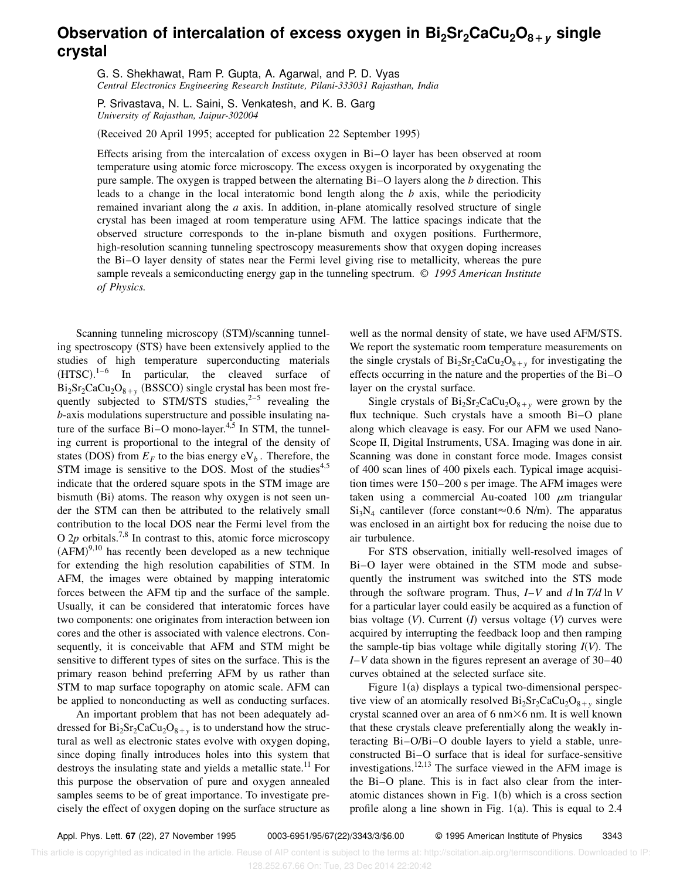# Observation of intercalation of excess oxygen in $Bi_2Sr_2CaCu_2O_{8+y}$ single crystal

G. S. Shekhawat, Ram P. Gupta, A. Agarwal, and P. D. Vyas
*Central Electronics Engineering Research Institute, Pilani-333031 Rajasthan, India*

P. Srivastava, N. L. Saini, S. Venkatesh, and K. B. Garg
*University of Rajasthan, Jaipur-302004*

(Received 20 April 1995; accepted for publication 22 September 1995)

Effects arising from the intercalation of excess oxygen in Bi–O layer has been observed at room temperature using atomic force microscopy. The excess oxygen is incorporated by oxygenating the pure sample. The oxygen is trapped between the alternating Bi–O layers along the *b* direction. This leads to a change in the local interatomic bond length along the *b* axis, while the periodicity remained invariant along the *a* axis. In addition, in-plane atomically resolved structure of single crystal has been imaged at room temperature using AFM. The lattice spacings indicate that the observed structure corresponds to the in-plane bismuth and oxygen positions. Furthermore, high-resolution scanning tunneling spectroscopy measurements show that oxygen doping increases the Bi–O layer density of states near the Fermi level giving rise to metallicity, whereas the pure sample reveals a semiconducting energy gap in the tunneling spectrum. © *1995 American Institute of Physics.*

Scanning tunneling microscopy (STM)/scanning tunneling spectroscopy (STS) have been extensively applied to the studies of high temperature superconducting materials (HTSC).[1–6] In particular, the cleaved surface of $Bi_2Sr_2CaCu_2O_{8+y}$ (BSSCO) single crystal has been most frequently subjected to STM/STS studies,[2–5] revealing the *b*-axis modulations superstructure and possible insulating nature of the surface Bi–O mono-layer.[4,5] In STM, the tunneling current is proportional to the integral of the density of states (DOS) from $E_F$ to the bias energy $eV_b$. Therefore, the STM image is sensitive to the DOS. Most of the studies[4,5] indicate that the ordered square spots in the STM image are bismuth (Bi) atoms. The reason why oxygen is not seen under the STM can then be attributed to the relatively small contribution to the local DOS near the Fermi level from the O 2*p* orbitals.[7,8] In contrast to this, atomic force microscopy (AFM)[9,10] has recently been developed as a new technique for extending the high resolution capabilities of STM. In AFM, the images were obtained by mapping interatomic forces between the AFM tip and the surface of the sample. Usually, it can be considered that interatomic forces have two components: one originates from interaction between ion cores and the other is associated with valence electrons. Consequently, it is conceivable that AFM and STM might be sensitive to different types of sites on the surface. This is the primary reason behind preferring AFM by us rather than STM to map surface topography on atomic scale. AFM can be applied to nonconducting as well as conducting surfaces.

An important problem that has not been adequately addressed for $Bi_2Sr_2CaCu_2O_{8+y}$ is to understand how the structural as well as electronic states evolve with oxygen doping, since doping finally introduces holes into this system that destroys the insulating state and yields a metallic state.[11] For this purpose the observation of pure and oxygen annealed samples seems to be of great importance. To investigate precisely the effect of oxygen doping on the surface structure as well as the normal density of state, we have used AFM/STS. We report the systematic room temperature measurements on the single crystals of $Bi_2Sr_2CaCu_2O_{8+y}$ for investigating the effects occurring in the nature and the properties of the Bi–O layer on the crystal surface.

Single crystals of $Bi_2Sr_2CaCu_2O_{8+y}$ were grown by the flux technique. Such crystals have a smooth Bi–O plane along which cleavage is easy. For our AFM we used NanoScope II, Digital Instruments, USA. Imaging was done in air. Scanning was done in constant force mode. Images consist of 400 scan lines of 400 pixels each. Typical image acquisition times were 150–200 s per image. The AFM images were taken using a commercial Au-coated 100 μm triangular $Si_3N_4$ cantilever (force constant≈0.6 N/m). The apparatus was enclosed in an airtight box for reducing the noise due to air turbulence.

For STS observation, initially well-resolved images of Bi–O layer were obtained in the STM mode and subsequently the instrument was switched into the STS mode through the software program. Thus, *I*–*V* and $d \ln T/d \ln V$ for a particular layer could easily be acquired as a function of bias voltage (*V*). Current (*I*) versus voltage (*V*) curves were acquired by interrupting the feedback loop and then ramping the sample-tip bias voltage while digitally storing *I*(*V*). The *I*–*V* data shown in the figures represent an average of 30–40 curves obtained at the selected surface site.

Figure 1(a) displays a typical two-dimensional perspective view of an atomically resolved $Bi_2Sr_2CaCu_2O_{8+y}$ single crystal scanned over an area of 6 nm×6 nm. It is well known that these crystals cleave preferentially along the weakly interacting Bi–O/Bi–O double layers to yield a stable, unreconstructed Bi–O surface that is ideal for surface-sensitive investigations.[12,13] The surface viewed in the AFM image is the Bi–O plane. This is in fact also clear from the interatomic distances shown in Fig. 1(b) which is a cross section profile along a line shown in Fig. 1(a). This is equal to 2.4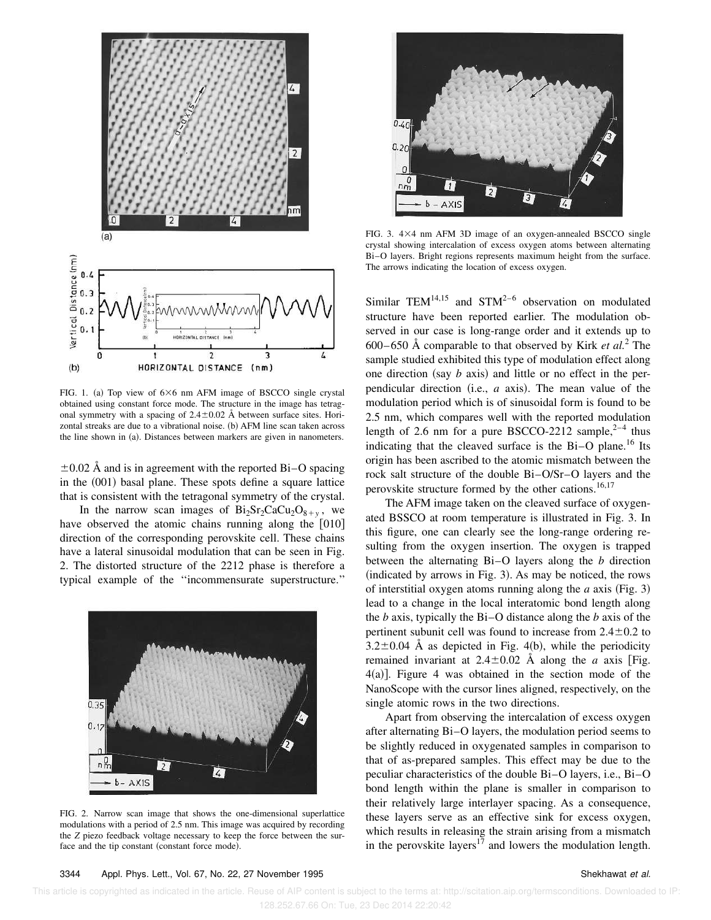FIG. 1. (a) Top view of 6×6 nm AFM image of BSCCO single crystal obtained using constant force mode. The structure in the image has tetragonal symmetry with a spacing of 2.4±0.02 Å between surface sites. Horizontal streaks are due to a vibrational noise. (b) AFM line scan taken across the line shown in (a). Distances between markers are given in nanometers.

±0.02 Å and is in agreement with the reported Bi–O spacing in the (001) basal plane. These spots define a square lattice that is consistent with the tetragonal symmetry of the crystal.

In the narrow scan images of $Bi_2Sr_2CaCu_2O_{8+y}$, we have observed the atomic chains running along the [010] direction of the corresponding perovskite cell. These chains have a lateral sinusoidal modulation that can be seen in Fig. 2. The distorted structure of the 2212 phase is therefore a typical example of the ''incommensurate superstructure.''

FIG. 2. Narrow scan image that shows the one-dimensional superlattice modulations with a period of 2.5 nm. This image was acquired by recording the Z piezo feedback voltage necessary to keep the force between the surface and the tip constant (constant force mode).

FIG. 3. 4×4 nm AFM 3D image of an oxygen-annealed BSCCO single crystal showing intercalation of excess oxygen atoms between alternating Bi–O layers. Bright regions represents maximum height from the surface. The arrows indicating the location of excess oxygen.

Similar TEM[14,15] and STM[2–6] observation on modulated structure have been reported earlier. The modulation observed in our case is long-range order and it extends up to 600–650 Å comparable to that observed by Kirk *et al.*[2] The sample studied exhibited this type of modulation effect along one direction (say *b* axis) and little or no effect in the perpendicular direction (i.e., *a* axis). The mean value of the modulation period which is of sinusoidal form is found to be 2.5 nm, which compares well with the reported modulation length of 2.6 nm for a pure BSCCO-2212 sample,[2–4] thus indicating that the cleaved surface is the Bi–O plane.[16] Its origin has been ascribed to the atomic mismatch between the rock salt structure of the double Bi–O/Sr–O layers and the perovskite structure formed by the other cations.[16,17]

The AFM image taken on the cleaved surface of oxygenated BSSCO at room temperature is illustrated in Fig. 3. In this figure, one can clearly see the long-range ordering resulting from the oxygen insertion. The oxygen is trapped between the alternating Bi–O layers along the *b* direction (indicated by arrows in Fig. 3). As may be noticed, the rows of interstitial oxygen atoms running along the *a* axis (Fig. 3) lead to a change in the local interatomic bond length along the *b* axis, typically the Bi–O distance along the *b* axis of the pertinent subunit cell was found to increase from 2.4±0.2 to 3.2±0.04 Å as depicted in Fig. 4(b), while the periodicity remained invariant at 2.4±0.02 Å along the *a* axis [Fig. 4(a)]. Figure 4 was obtained in the section mode of the NanoScope with the cursor lines aligned, respectively, on the single atomic rows in the two directions.

Apart from observing the intercalation of excess oxygen after alternating Bi–O layers, the modulation period seems to be slightly reduced in oxygenated samples in comparison to that of as-prepared samples. This effect may be due to the peculiar characteristics of the double Bi–O layers, i.e., Bi–O bond length within the plane is smaller in comparison to their relatively large interlayer spacing. As a consequence, these layers serve as an effective sink for excess oxygen, which results in releasing the strain arising from a mismatch in the perovskite layers[17] and lowers the modulation length.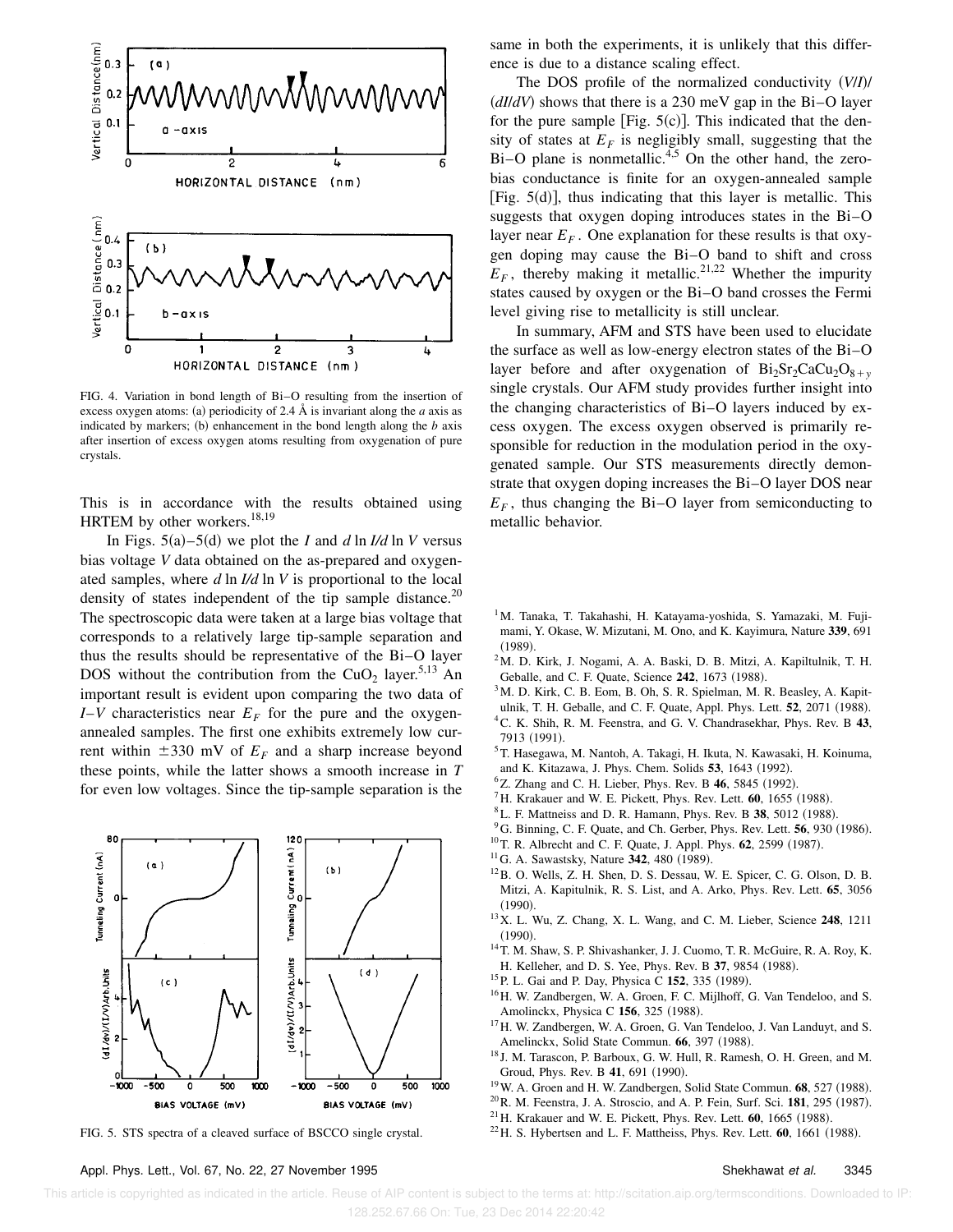Vertical Distance (nm)
0.3
0.2
0.1
(a)
a -axis
0
2
4
6
HORIZONTAL DISTANCE (nm)

Vertical Distance (nm)
0.4
0.3
0.2
0.1
(b)
b-axis
0
1
2
3
4
HORIZONTAL DISTANCE (nm)

FIG. 4. Variation in bond length of Bi–O resulting from the insertion of excess oxygen atoms: (a) periodicity of 2.4 Å is invariant along the *a* axis as indicated by markers; (b) enhancement in the bond length along the *b* axis after insertion of excess oxygen atoms resulting from oxygenation of pure crystals.

This is in accordance with the results obtained using HRTEM by other workers.[18,19]

In Figs. 5(a)–5(d) we plot the *I* and *d* ln *I*/*d* ln *V* versus bias voltage *V* data obtained on the as-prepared and oxygenated samples, where *d* ln *I*/*d* ln *V* is proportional to the local density of states independent of the tip sample distance.[20] The spectroscopic data were taken at a large bias voltage that corresponds to a relatively large tip-sample separation and thus the results should be representative of the Bi–O layer DOS without the contribution from the $CuO_2$ layer.[5,13] An important result is evident upon comparing the two data of *I*–*V* characteristics near $E_F$ for the pure and the oxygen-annealed samples. The first one exhibits extremely low current within ±330 mV of $E_F$ and a sharp increase beyond these points, while the latter shows a smooth increase in *T* for even low voltages. Since the tip-sample separation is the same in both the experiments, it is unlikely that this difference is due to a distance scaling effect.

Tunneling Current (nA)
80
0
(a)
Tunneling Current (nA)
120
0
(b)
(dI/dV)/(I/V) Arb.Units
4
2
0
(c)
(dI/dV)/(I/V) Arb.Units
4
3
2
1
(d)
−1000
−500
0
500
1000
BIAS VOLTAGE (mV)
−1000
−500
0
500
1000
BIAS VOLTAGE (mV)

FIG. 5. STS spectra of a cleaved surface of BSCCO single crystal.

The DOS profile of the normalized conductivity (*V*/*I*)/(*dI*/*dV*) shows that there is a 230 meV gap in the Bi–O layer for the pure sample [Fig. 5(c)]. This indicated that the density of states at $E_F$ is negligibly small, suggesting that the Bi–O plane is nonmetallic.[4,5] On the other hand, the zero-bias conductance is finite for an oxygen-annealed sample [Fig. 5(d)], thus indicating that this layer is metallic. This suggests that oxygen doping introduces states in the Bi–O layer near $E_F$. One explanation for these results is that oxygen doping may cause the Bi–O band to shift and cross $E_F$, thereby making it metallic.[21,22] Whether the impurity states caused by oxygen or the Bi–O band crosses the Fermi level giving rise to metallicity is still unclear.

In summary, AFM and STS have been used to elucidate the surface as well as low-energy electron states of the Bi–O layer before and after oxygenation of $Bi_2Sr_2CaCu_2O_{8+y}$ single crystals. Our AFM study provides further insight into the changing characteristics of Bi–O layers induced by excess oxygen. The excess oxygen observed is primarily responsible for reduction in the modulation period in the oxygenated sample. Our STS measurements directly demonstrate that oxygen doping increases the Bi–O layer DOS near $E_F$, thus changing the Bi–O layer from semiconducting to metallic behavior.

[1] M. Tanaka, T. Takahashi, H. Katayama-yoshida, S. Yamazaki, M. Fujimami, Y. Okase, W. Mizutani, M. Ono, and K. Kayimura, Nature **339**, 691 (1989).
[2] M. D. Kirk, J. Nogami, A. A. Baski, D. B. Mitzi, A. Kapiltulnik, T. H. Geballe, and C. F. Quate, Science **242**, 1673 (1988).
[3] M. D. Kirk, C. B. Eom, B. Oh, S. R. Spielman, M. R. Beasley, A. Kapitulnik, T. H. Geballe, and C. F. Quate, Appl. Phys. Lett. **52**, 2071 (1988).
[4] C. K. Shih, R. M. Feenstra, and G. V. Chandrasekhar, Phys. Rev. B **43**, 7913 (1991).
[5] T. Hasegawa, M. Nantoh, A. Takagi, H. Ikuta, N. Kawasaki, H. Koinuma, and K. Kitazawa, J. Phys. Chem. Solids **53**, 1643 (1992).
[6] Z. Zhang and C. H. Lieber, Phys. Rev. B **46**, 5845 (1992).
[7] H. Krakauer and W. E. Pickett, Phys. Rev. Lett. **60**, 1655 (1988).
[8] L. F. Mattneiss and D. R. Hamann, Phys. Rev. B **38**, 5012 (1988).
[9] G. Binning, C. F. Quate, and Ch. Gerber, Phys. Rev. Lett. **56**, 930 (1986).
[10] T. R. Albrecht and C. F. Quate, J. Appl. Phys. **62**, 2599 (1987).
[11] G. A. Sawastsky, Nature **342**, 480 (1989).
[12] B. O. Wells, Z. H. Shen, D. S. Dessau, W. E. Spicer, C. G. Olson, D. B. Mitzi, A. Kapitulnik, R. S. List, and A. Arko, Phys. Rev. Lett. **65**, 3056 (1990).
[13] X. L. Wu, Z. Chang, X. L. Wang, and C. M. Lieber, Science **248**, 1211 (1990).
[14] T. M. Shaw, S. P. Shivashanker, J. J. Cuomo, T. R. McGuire, R. A. Roy, K. H. Kelleher, and D. S. Yee, Phys. Rev. B **37**, 9854 (1988).
[15] P. L. Gai and P. Day, Physica C **152**, 335 (1989).
[16] H. W. Zandbergen, W. A. Groen, F. C. Mijlhoff, G. Van Tendeloo, and S. Amolinckx, Physica C **156**, 325 (1988).
[17] H. W. Zandbergen, W. A. Groen, G. Van Tendeloo, J. Van Landuyt, and S. Amelinckx, Solid State Commun. **66**, 397 (1988).
[18] J. M. Tarascon, P. Barboux, G. W. Hull, R. Ramesh, O. H. Green, and M. Groud, Phys. Rev. B **41**, 691 (1990).
[19] W. A. Groen and H. W. Zandbergen, Solid State Commun. **68**, 527 (1988).
[20] R. M. Feenstra, J. A. Stroscio, and A. P. Fein, Surf. Sci. **181**, 295 (1987).
[21] H. Krakauer and W. E. Pickett, Phys. Rev. Lett. **60**, 1665 (1988).
[22] H. S. Hybertsen and L. F. Mattheiss, Phys. Rev. Lett. **60**, 1661 (1988).